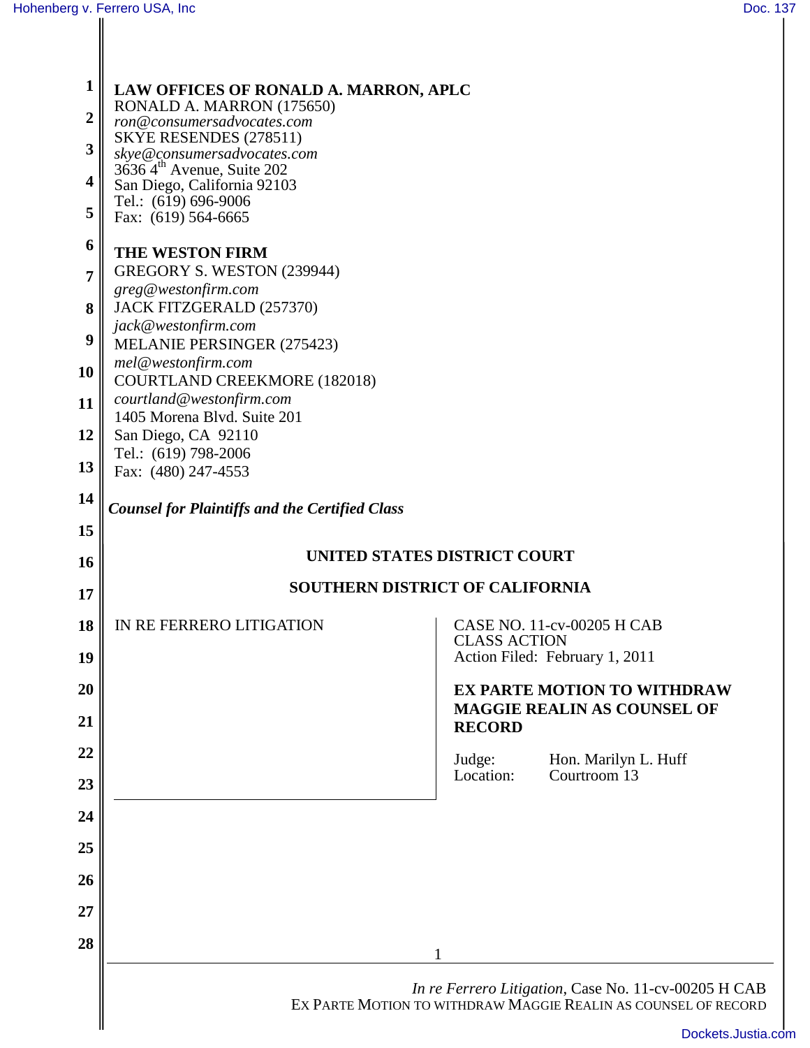**LAW OFFICES OF RONALD A. MARRON, APLC**
RONALD A. MARRON (175650)
*ron@consumersadvocates.com*
SKYE RESENDES (278511)
*skye@consumersadvocates.com*
3636 4th Avenue, Suite 202
San Diego, California 92103
Tel.: (619) 696-9006
Fax: (619) 564-6665

**THE WESTON FIRM**
GREGORY S. WESTON (239944)
*greg@westonfirm.com*
JACK FITZGERALD (257370)
*jack@westonfirm.com*
MELANIE PERSINGER (275423)
*mel@westonfirm.com*
COURTLAND CREEKMORE (182018)
*courtland@westonfirm.com*
1405 Morena Blvd. Suite 201
San Diego, CA 92110
Tel.: (619) 798-2006
Fax: (480) 247-4553

***Counsel for Plaintiffs and the Certified Class***

**UNITED STATES DISTRICT COURT**

**SOUTHERN DISTRICT OF CALIFORNIA**

IN RE FERRERO LITIGATION

CASE NO. 11-cv-00205 H CAB
CLASS ACTION
Action Filed: February 1, 2011

**EX PARTE MOTION TO WITHDRAW MAGGIE REALIN AS COUNSEL OF RECORD**

Judge: Hon. Marilyn L. Huff
Location: Courtroom 13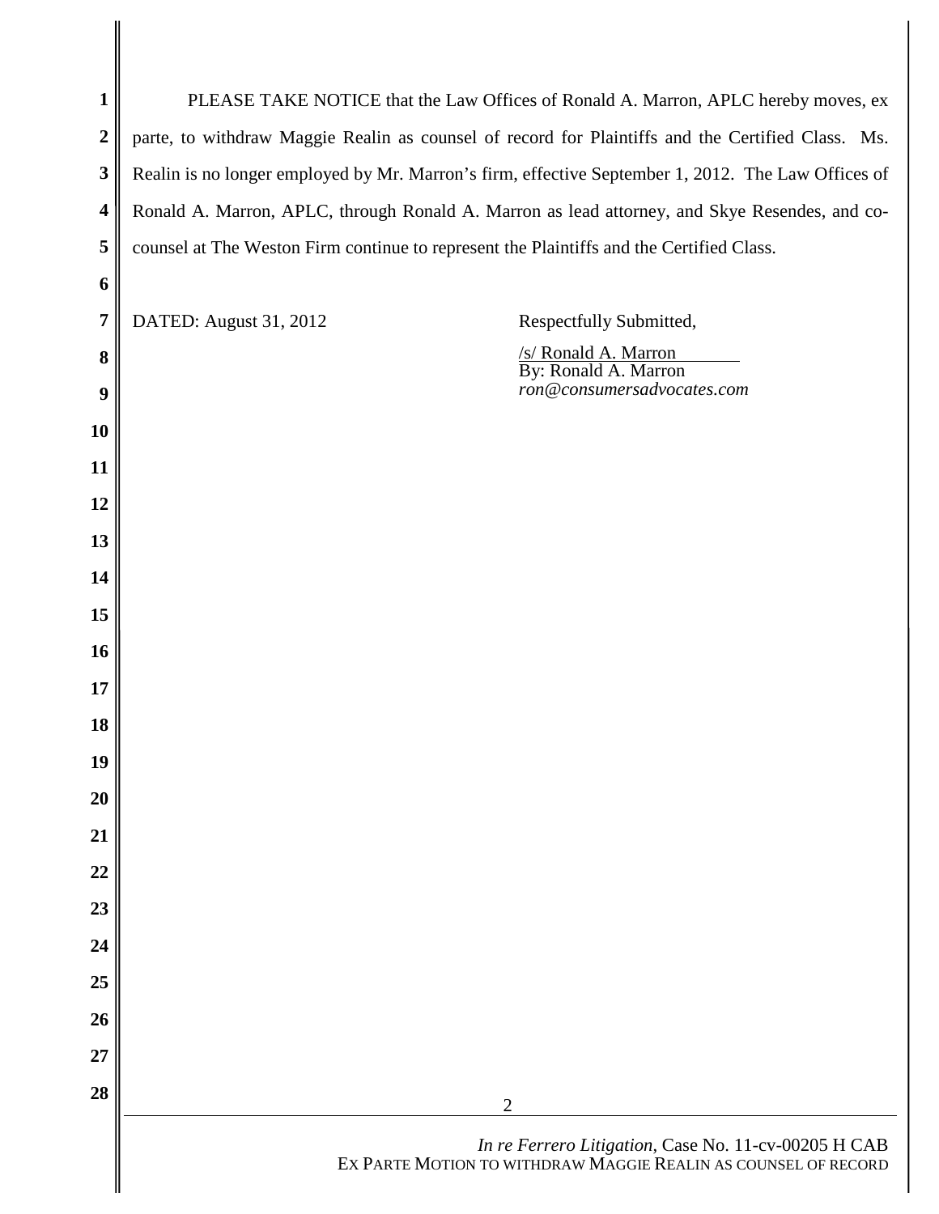PLEASE TAKE NOTICE that the Law Offices of Ronald A. Marron, APLC hereby moves, ex parte, to withdraw Maggie Realin as counsel of record for Plaintiffs and the Certified Class. Ms. Realin is no longer employed by Mr. Marron's firm, effective September 1, 2012. The Law Offices of Ronald A. Marron, APLC, through Ronald A. Marron as lead attorney, and Skye Resendes, and co-counsel at The Weston Firm continue to represent the Plaintiffs and the Certified Class.

DATED: August 31, 2012

Respectfully Submitted,

/s/ Ronald A. Marron
By: Ronald A. Marron
*ron@consumersadvocates.com*